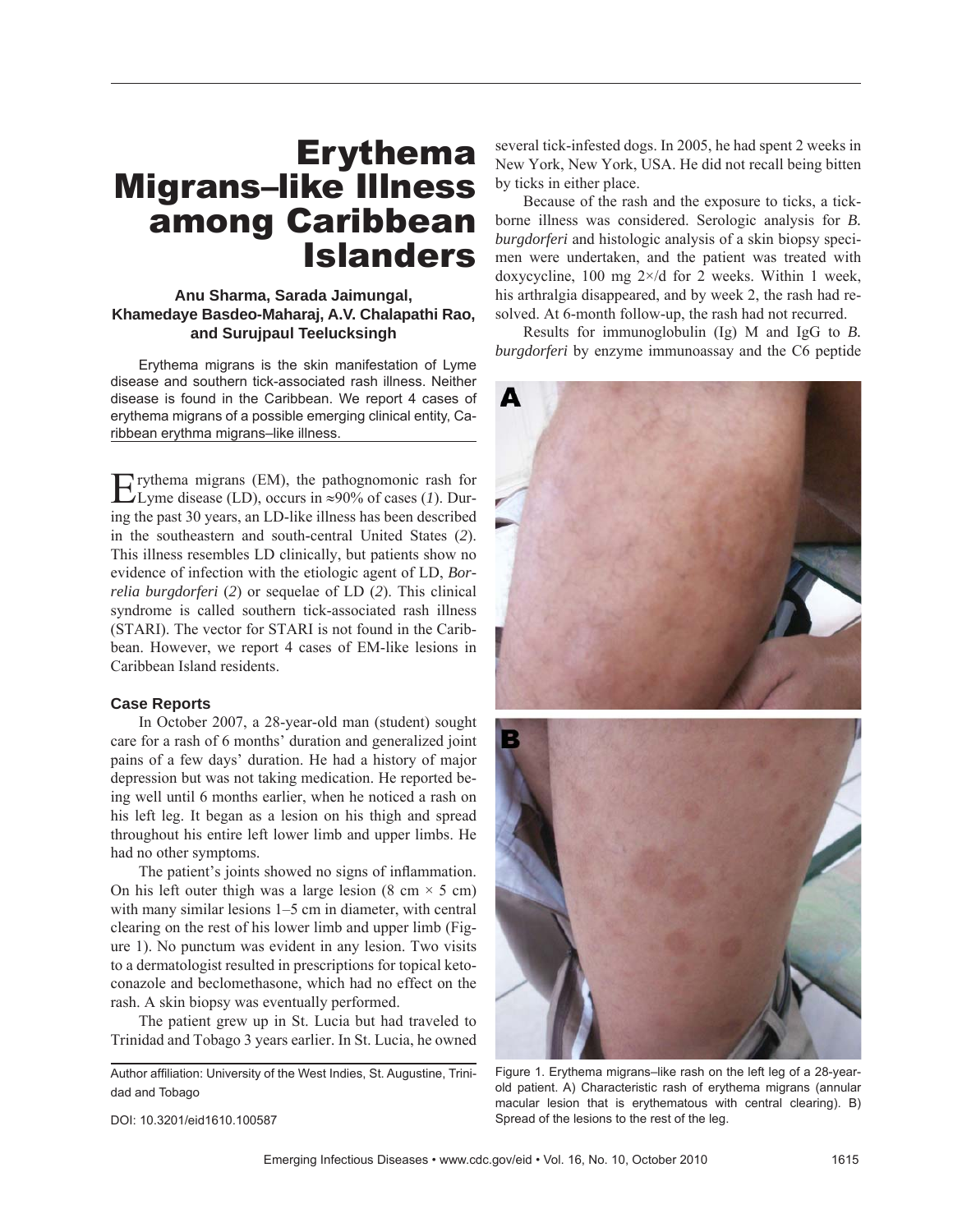# Erythema Migrans–like Illness among Caribbean Islanders

**Anu Sharma, Sarada Jaimungal, Khamedaye Basdeo-Maharaj, A.V. Chalapathi Rao, and Surujpaul Teelucksingh**

Erythema migrans is the skin manifestation of Lyme disease and southern tick-associated rash illness. Neither disease is found in the Caribbean. We report 4 cases of erythema migrans of a possible emerging clinical entity, Caribbean erythma migrans–like illness.

Erythema migrans (EM), the pathognomonic rash for Lyme disease (LD), occurs in ≈90% of cases (*1*). During the past 30 years, an LD-like illness has been described in the southeastern and south-central United States (*2*). This illness resembles LD clinically, but patients show no evidence of infection with the etiologic agent of LD, *Borrelia burgdorferi* (*2*) or sequelae of LD (*2*). This clinical syndrome is called southern tick-associated rash illness (STARI). The vector for STARI is not found in the Caribbean. However, we report 4 cases of EM-like lesions in Caribbean Island residents.

## Case Reports

In October 2007, a 28-year-old man (student) sought care for a rash of 6 months' duration and generalized joint pains of a few days' duration. He had a history of major depression but was not taking medication. He reported being well until 6 months earlier, when he noticed a rash on his left leg. It began as a lesion on his thigh and spread throughout his entire left lower limb and upper limbs. He had no other symptoms.

The patient's joints showed no signs of inflammation. On his left outer thigh was a large lesion (8 cm × 5 cm) with many similar lesions 1–5 cm in diameter, with central clearing on the rest of his lower limb and upper limb (Figure 1). No punctum was evident in any lesion. Two visits to a dermatologist resulted in prescriptions for topical ketoconazole and beclomethasone, which had no effect on the rash. A skin biopsy was eventually performed.

The patient grew up in St. Lucia but had traveled to Trinidad and Tobago 3 years earlier. In St. Lucia, he owned several tick-infested dogs. In 2005, he had spent 2 weeks in New York, New York, USA. He did not recall being bitten by ticks in either place.

Because of the rash and the exposure to ticks, a tick-borne illness was considered. Serologic analysis for *B. burgdorferi* and histologic analysis of a skin biopsy specimen were undertaken, and the patient was treated with doxycycline, 100 mg 2×/d for 2 weeks. Within 1 week, his arthralgia disappeared, and by week 2, the rash had resolved. At 6-month follow-up, the rash had not recurred.

Results for immunoglobulin (Ig) M and IgG to *B. burgdorferi* by enzyme immunoassay and the C6 peptide

Figure 1. Erythema migrans–like rash on the left leg of a 28-year-old patient. A) Characteristic rash of erythema migrans (annular macular lesion that is erythematous with central clearing). B) Spread of the lesions to the rest of the leg.

Author affiliation: University of the West Indies, St. Augustine, Trinidad and Tobago

DOI: 10.3201/eid1610.100587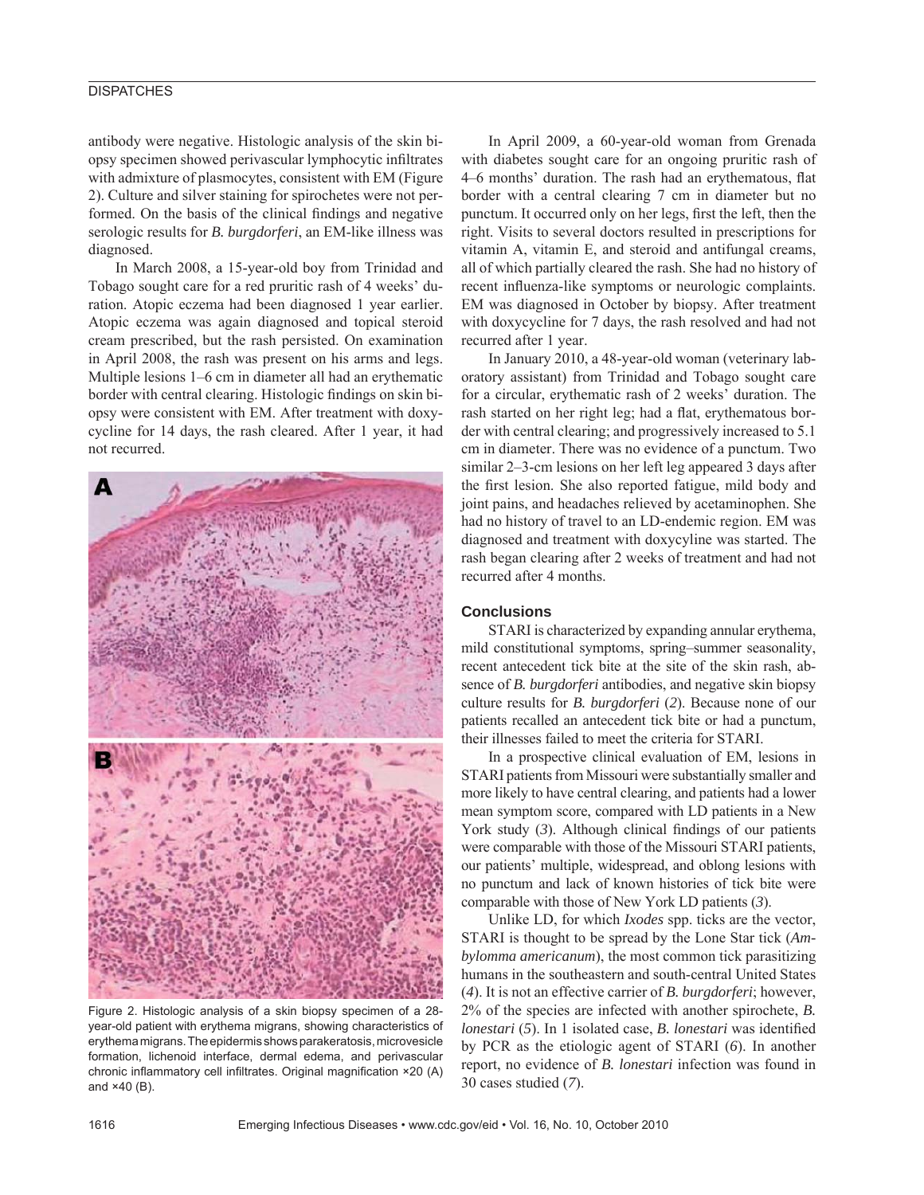antibody were negative. Histologic analysis of the skin biopsy specimen showed perivascular lymphocytic infiltrates with admixture of plasmocytes, consistent with EM (Figure 2). Culture and silver staining for spirochetes were not performed. On the basis of the clinical findings and negative serologic results for *B. burgdorferi*, an EM-like illness was diagnosed.

In March 2008, a 15-year-old boy from Trinidad and Tobago sought care for a red pruritic rash of 4 weeks' duration. Atopic eczema had been diagnosed 1 year earlier. Atopic eczema was again diagnosed and topical steroid cream prescribed, but the rash persisted. On examination in April 2008, the rash was present on his arms and legs. Multiple lesions 1–6 cm in diameter all had an erythematic border with central clearing. Histologic findings on skin biopsy were consistent with EM. After treatment with doxycycline for 14 days, the rash cleared. After 1 year, it had not recurred.

Figure 2. Histologic analysis of a skin biopsy specimen of a 28-year-old patient with erythema migrans, showing characteristics of erythema migrans. The epidermis shows parakeratosis, microvesicle formation, lichenoid interface, dermal edema, and perivascular chronic inflammatory cell infiltrates. Original magnification ×20 (A) and ×40 (B).

In April 2009, a 60-year-old woman from Grenada with diabetes sought care for an ongoing pruritic rash of 4–6 months' duration. The rash had an erythematous, flat border with a central clearing 7 cm in diameter but no punctum. It occurred only on her legs, first the left, then the right. Visits to several doctors resulted in prescriptions for vitamin A, vitamin E, and steroid and antifungal creams, all of which partially cleared the rash. She had no history of recent influenza-like symptoms or neurologic complaints. EM was diagnosed in October by biopsy. After treatment with doxycycline for 7 days, the rash resolved and had not recurred after 1 year.

In January 2010, a 48-year-old woman (veterinary laboratory assistant) from Trinidad and Tobago sought care for a circular, erythematic rash of 2 weeks' duration. The rash started on her right leg; had a flat, erythematous border with central clearing; and progressively increased to 5.1 cm in diameter. There was no evidence of a punctum. Two similar 2–3-cm lesions on her left leg appeared 3 days after the first lesion. She also reported fatigue, mild body and joint pains, and headaches relieved by acetaminophen. She had no history of travel to an LD-endemic region. EM was diagnosed and treatment with doxycyline was started. The rash began clearing after 2 weeks of treatment and had not recurred after 4 months.

## Conclusions

STARI is characterized by expanding annular erythema, mild constitutional symptoms, spring–summer seasonality, recent antecedent tick bite at the site of the skin rash, absence of *B. burgdorferi* antibodies, and negative skin biopsy culture results for *B. burgdorferi* (*2*). Because none of our patients recalled an antecedent tick bite or had a punctum, their illnesses failed to meet the criteria for STARI.

In a prospective clinical evaluation of EM, lesions in STARI patients from Missouri were substantially smaller and more likely to have central clearing, and patients had a lower mean symptom score, compared with LD patients in a New York study (*3*). Although clinical findings of our patients were comparable with those of the Missouri STARI patients, our patients' multiple, widespread, and oblong lesions with no punctum and lack of known histories of tick bite were comparable with those of New York LD patients (*3*).

Unlike LD, for which *Ixodes* spp. ticks are the vector, STARI is thought to be spread by the Lone Star tick (*Ambylomma americanum*), the most common tick parasitizing humans in the southeastern and south-central United States (*4*). It is not an effective carrier of *B. burgdorferi*; however, 2% of the species are infected with another spirochete, *B. lonestari* (*5*). In 1 isolated case, *B. lonestari* was identified by PCR as the etiologic agent of STARI (*6*). In another report, no evidence of *B. lonestari* infection was found in 30 cases studied (*7*).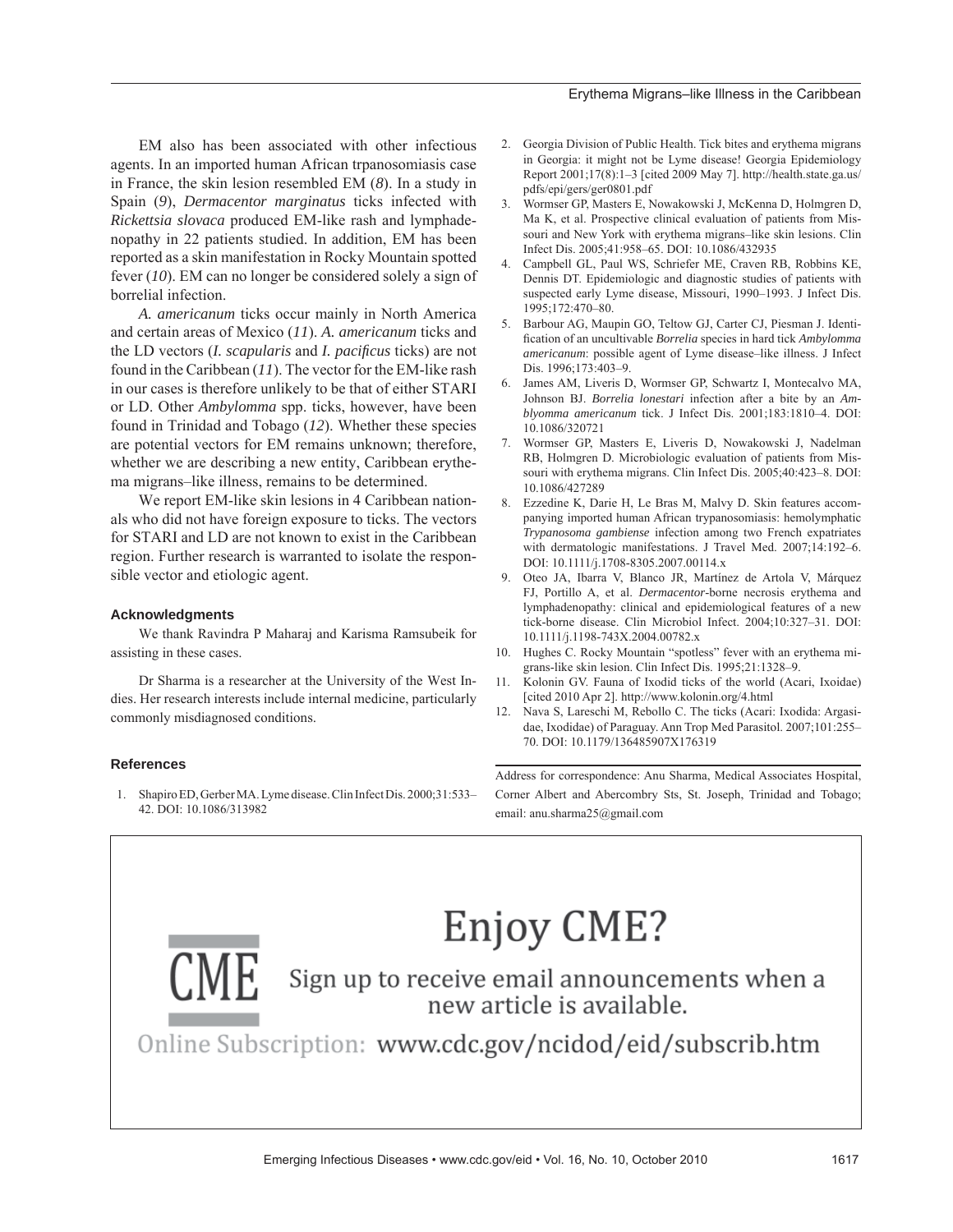EM also has been associated with other infectious agents. In an imported human African trpanosomiasis case in France, the skin lesion resembled EM (*8*). In a study in Spain (*9*), *Dermacentor marginatus* ticks infected with *Rickettsia slovaca* produced EM-like rash and lymphadenopathy in 22 patients studied. In addition, EM has been reported as a skin manifestation in Rocky Mountain spotted fever (*10*). EM can no longer be considered solely a sign of borrelial infection.

*A. americanum* ticks occur mainly in North America and certain areas of Mexico (*11*). *A. americanum* ticks and the LD vectors (*I. scapularis* and *I. pacificus* ticks) are not found in the Caribbean (*11*). The vector for the EM-like rash in our cases is therefore unlikely to be that of either STARI or LD. Other *Ambylomma* spp. ticks, however, have been found in Trinidad and Tobago (*12*). Whether these species are potential vectors for EM remains unknown; therefore, whether we are describing a new entity, Caribbean erythema migrans–like illness, remains to be determined.

We report EM-like skin lesions in 4 Caribbean nationals who did not have foreign exposure to ticks. The vectors for STARI and LD are not known to exist in the Caribbean region. Further research is warranted to isolate the responsible vector and etiologic agent.

### Acknowledgments

We thank Ravindra P Maharaj and Karisma Ramsubeik for assisting in these cases.

Dr Sharma is a researcher at the University of the West Indies. Her research interests include internal medicine, particularly commonly misdiagnosed conditions.

### References

1. Shapiro ED, Gerber MA. Lyme disease. Clin Infect Dis. 2000;31:533–42. DOI: 10.1086/313982
2. Georgia Division of Public Health. Tick bites and erythema migrans in Georgia: it might not be Lyme disease! Georgia Epidemiology Report 2001;17(8):1–3 [cited 2009 May 7]. http://health.state.ga.us/pdfs/epi/gers/ger0801.pdf
3. Wormser GP, Masters E, Nowakowski J, McKenna D, Holmgren D, Ma K, et al. Prospective clinical evaluation of patients from Missouri and New York with erythema migrans–like skin lesions. Clin Infect Dis. 2005;41:958–65. DOI: 10.1086/432935
4. Campbell GL, Paul WS, Schriefer ME, Craven RB, Robbins KE, Dennis DT. Epidemiologic and diagnostic studies of patients with suspected early Lyme disease, Missouri, 1990–1993. J Infect Dis. 1995;172:470–80.
5. Barbour AG, Maupin GO, Teltow GJ, Carter CJ, Piesman J. Identification of an uncultivable *Borrelia* species in hard tick *Ambylomma americanum*: possible agent of Lyme disease–like illness. J Infect Dis. 1996;173:403–9.
6. James AM, Liveris D, Wormser GP, Schwartz I, Montecalvo MA, Johnson BJ. *Borrelia lonestari* infection after a bite by an *Amblyomma americanum* tick. J Infect Dis. 2001;183:1810–4. DOI: 10.1086/320721
7. Wormser GP, Masters E, Liveris D, Nowakowski J, Nadelman RB, Holmgren D. Microbiologic evaluation of patients from Missouri with erythema migrans. Clin Infect Dis. 2005;40:423–8. DOI: 10.1086/427289
8. Ezzedine K, Darie H, Le Bras M, Malvy D. Skin features accompanying imported human African trypanosomiasis: hemolymphatic *Trypanosoma gambiense* infection among two French expatriates with dermatologic manifestations. J Travel Med. 2007;14:192–6. DOI: 10.1111/j.1708-8305.2007.00114.x
9. Oteo JA, Ibarra V, Blanco JR, Martínez de Artola V, Márquez FJ, Portillo A, et al. *Dermacentor*-borne necrosis erythema and lymphadenopathy: clinical and epidemiological features of a new tick-borne disease. Clin Microbiol Infect. 2004;10:327–31. DOI: 10.1111/j.1198-743X.2004.00782.x
10. Hughes C. Rocky Mountain "spotless" fever with an erythema migrans-like skin lesion. Clin Infect Dis. 1995;21:1328–9.
11. Kolonin GV. Fauna of Ixodid ticks of the world (Acari, Ixoidae) [cited 2010 Apr 2]. http://www.kolonin.org/4.html
12. Nava S, Lareschi M, Rebollo C. The ticks (Acari: Ixodida: Argasidae, Ixodidae) of Paraguay. Ann Trop Med Parasitol. 2007;101:255–70. DOI: 10.1179/136485907X176319

Address for correspondence: Anu Sharma, Medical Associates Hospital, Corner Albert and Abercombry Sts, St. Joseph, Trinidad and Tobago; email: anu.sharma25@gmail.com

CME

Enjoy CME?

Sign up to receive email announcements when a new article is available.

Online Subscription: www.cdc.gov/ncidod/eid/subscrib.htm